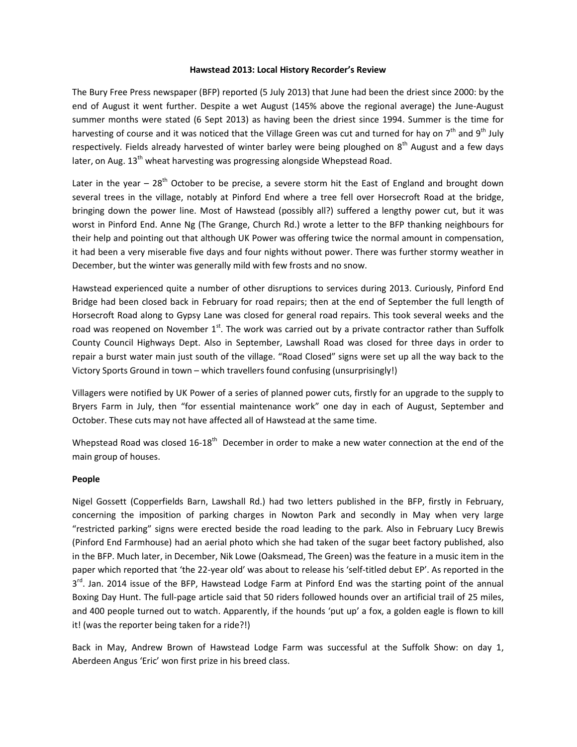**Hawstead 2013: Local History Recorder's Review**

The Bury Free Press newspaper (BFP) reported (5 July 2013) that June had been the driest since 2000: by the end of August it went further. Despite a wet August (145% above the regional average) the June-August summer months were stated (6 Sept 2013) as having been the driest since 1994. Summer is the time for harvesting of course and it was noticed that the Village Green was cut and turned for hay on 7th and 9th July respectively. Fields already harvested of winter barley were being ploughed on 8th August and a few days later, on Aug. 13th wheat harvesting was progressing alongside Whepstead Road.

Later in the year – 28th October to be precise, a severe storm hit the East of England and brought down several trees in the village, notably at Pinford End where a tree fell over Horsecroft Road at the bridge, bringing down the power line. Most of Hawstead (possibly all?) suffered a lengthy power cut, but it was worst in Pinford End. Anne Ng (The Grange, Church Rd.) wrote a letter to the BFP thanking neighbours for their help and pointing out that although UK Power was offering twice the normal amount in compensation, it had been a very miserable five days and four nights without power. There was further stormy weather in December, but the winter was generally mild with few frosts and no snow.

Hawstead experienced quite a number of other disruptions to services during 2013. Curiously, Pinford End Bridge had been closed back in February for road repairs; then at the end of September the full length of Horsecroft Road along to Gypsy Lane was closed for general road repairs. This took several weeks and the road was reopened on November 1st. The work was carried out by a private contractor rather than Suffolk County Council Highways Dept. Also in September, Lawshall Road was closed for three days in order to repair a burst water main just south of the village. "Road Closed" signs were set up all the way back to the Victory Sports Ground in town – which travellers found confusing (unsurprisingly!)

Villagers were notified by UK Power of a series of planned power cuts, firstly for an upgrade to the supply to Bryers Farm in July, then "for essential maintenance work" one day in each of August, September and October. These cuts may not have affected all of Hawstead at the same time.

Whepstead Road was closed 16-18th December in order to make a new water connection at the end of the main group of houses.

**People**

Nigel Gossett (Copperfields Barn, Lawshall Rd.) had two letters published in the BFP, firstly in February, concerning the imposition of parking charges in Nowton Park and secondly in May when very large "restricted parking" signs were erected beside the road leading to the park. Also in February Lucy Brewis (Pinford End Farmhouse) had an aerial photo which she had taken of the sugar beet factory published, also in the BFP. Much later, in December, Nik Lowe (Oaksmead, The Green) was the feature in a music item in the paper which reported that 'the 22-year old' was about to release his 'self-titled debut EP'. As reported in the 3rd. Jan. 2014 issue of the BFP, Hawstead Lodge Farm at Pinford End was the starting point of the annual Boxing Day Hunt. The full-page article said that 50 riders followed hounds over an artificial trail of 25 miles, and 400 people turned out to watch. Apparently, if the hounds 'put up' a fox, a golden eagle is flown to kill it! (was the reporter being taken for a ride?!)

Back in May, Andrew Brown of Hawstead Lodge Farm was successful at the Suffolk Show: on day 1, Aberdeen Angus 'Eric' won first prize in his breed class.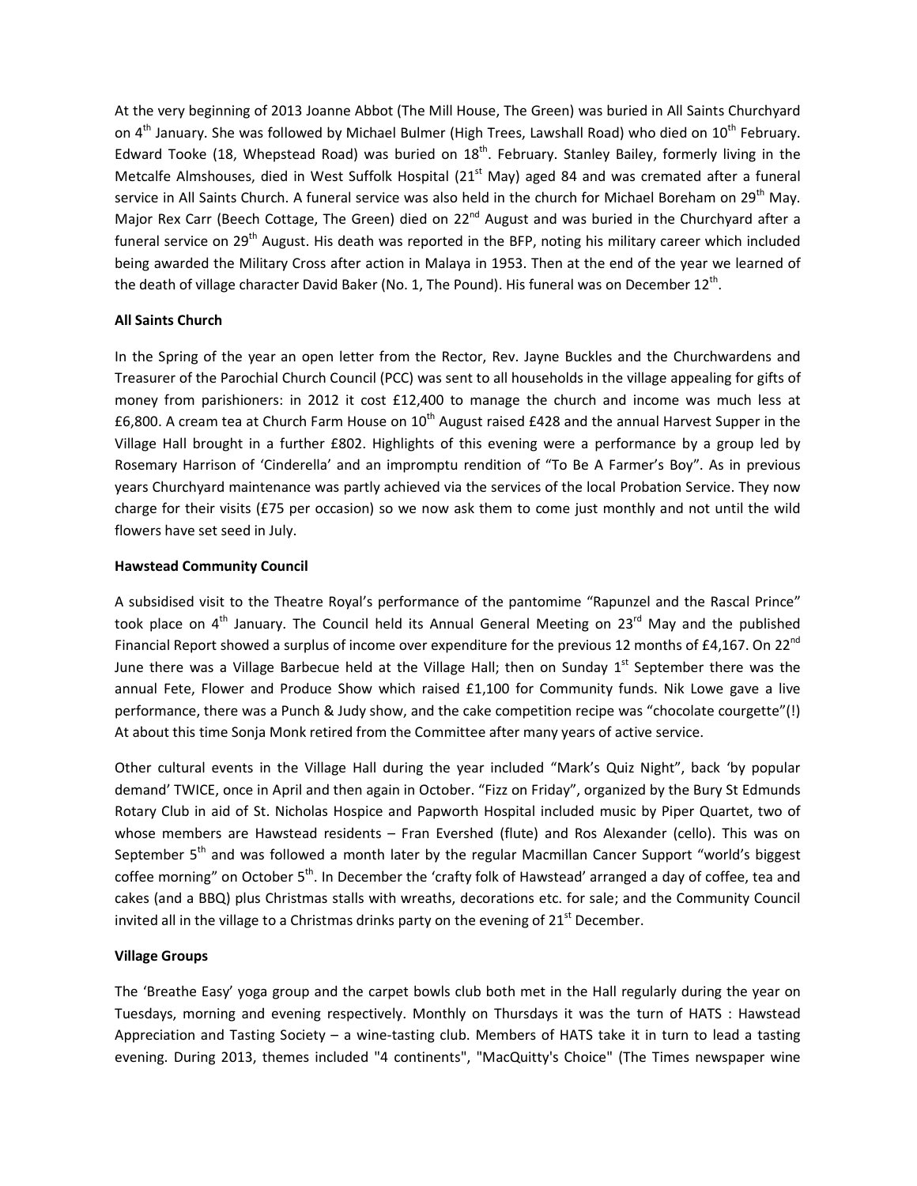At the very beginning of 2013 Joanne Abbot (The Mill House, The Green) was buried in All Saints Churchyard on 4th January. She was followed by Michael Bulmer (High Trees, Lawshall Road) who died on 10th February. Edward Tooke (18, Whepstead Road) was buried on 18th. February. Stanley Bailey, formerly living in the Metcalfe Almshouses, died in West Suffolk Hospital (21st May) aged 84 and was cremated after a funeral service in All Saints Church. A funeral service was also held in the church for Michael Boreham on 29th May. Major Rex Carr (Beech Cottage, The Green) died on 22nd August and was buried in the Churchyard after a funeral service on 29th August. His death was reported in the BFP, noting his military career which included being awarded the Military Cross after action in Malaya in 1953. Then at the end of the year we learned of the death of village character David Baker (No. 1, The Pound). His funeral was on December 12th.

**All Saints Church**

In the Spring of the year an open letter from the Rector, Rev. Jayne Buckles and the Churchwardens and Treasurer of the Parochial Church Council (PCC) was sent to all households in the village appealing for gifts of money from parishioners: in 2012 it cost £12,400 to manage the church and income was much less at £6,800. A cream tea at Church Farm House on 10th August raised £428 and the annual Harvest Supper in the Village Hall brought in a further £802. Highlights of this evening were a performance by a group led by Rosemary Harrison of 'Cinderella' and an impromptu rendition of "To Be A Farmer's Boy". As in previous years Churchyard maintenance was partly achieved via the services of the local Probation Service. They now charge for their visits (£75 per occasion) so we now ask them to come just monthly and not until the wild flowers have set seed in July.

**Hawstead Community Council**

A subsidised visit to the Theatre Royal's performance of the pantomime "Rapunzel and the Rascal Prince" took place on 4th January. The Council held its Annual General Meeting on 23rd May and the published Financial Report showed a surplus of income over expenditure for the previous 12 months of £4,167. On 22nd June there was a Village Barbecue held at the Village Hall; then on Sunday 1st September there was the annual Fete, Flower and Produce Show which raised £1,100 for Community funds. Nik Lowe gave a live performance, there was a Punch & Judy show, and the cake competition recipe was "chocolate courgette"(!) At about this time Sonja Monk retired from the Committee after many years of active service.

Other cultural events in the Village Hall during the year included "Mark's Quiz Night", back 'by popular demand' TWICE, once in April and then again in October. "Fizz on Friday", organized by the Bury St Edmunds Rotary Club in aid of St. Nicholas Hospice and Papworth Hospital included music by Piper Quartet, two of whose members are Hawstead residents – Fran Evershed (flute) and Ros Alexander (cello). This was on September 5th and was followed a month later by the regular Macmillan Cancer Support "world's biggest coffee morning" on October 5th. In December the 'crafty folk of Hawstead' arranged a day of coffee, tea and cakes (and a BBQ) plus Christmas stalls with wreaths, decorations etc. for sale; and the Community Council invited all in the village to a Christmas drinks party on the evening of 21st December.

**Village Groups**

The 'Breathe Easy' yoga group and the carpet bowls club both met in the Hall regularly during the year on Tuesdays, morning and evening respectively. Monthly on Thursdays it was the turn of HATS : Hawstead Appreciation and Tasting Society – a wine-tasting club. Members of HATS take it in turn to lead a tasting evening. During 2013, themes included "4 continents", "MacQuitty's Choice" (The Times newspaper wine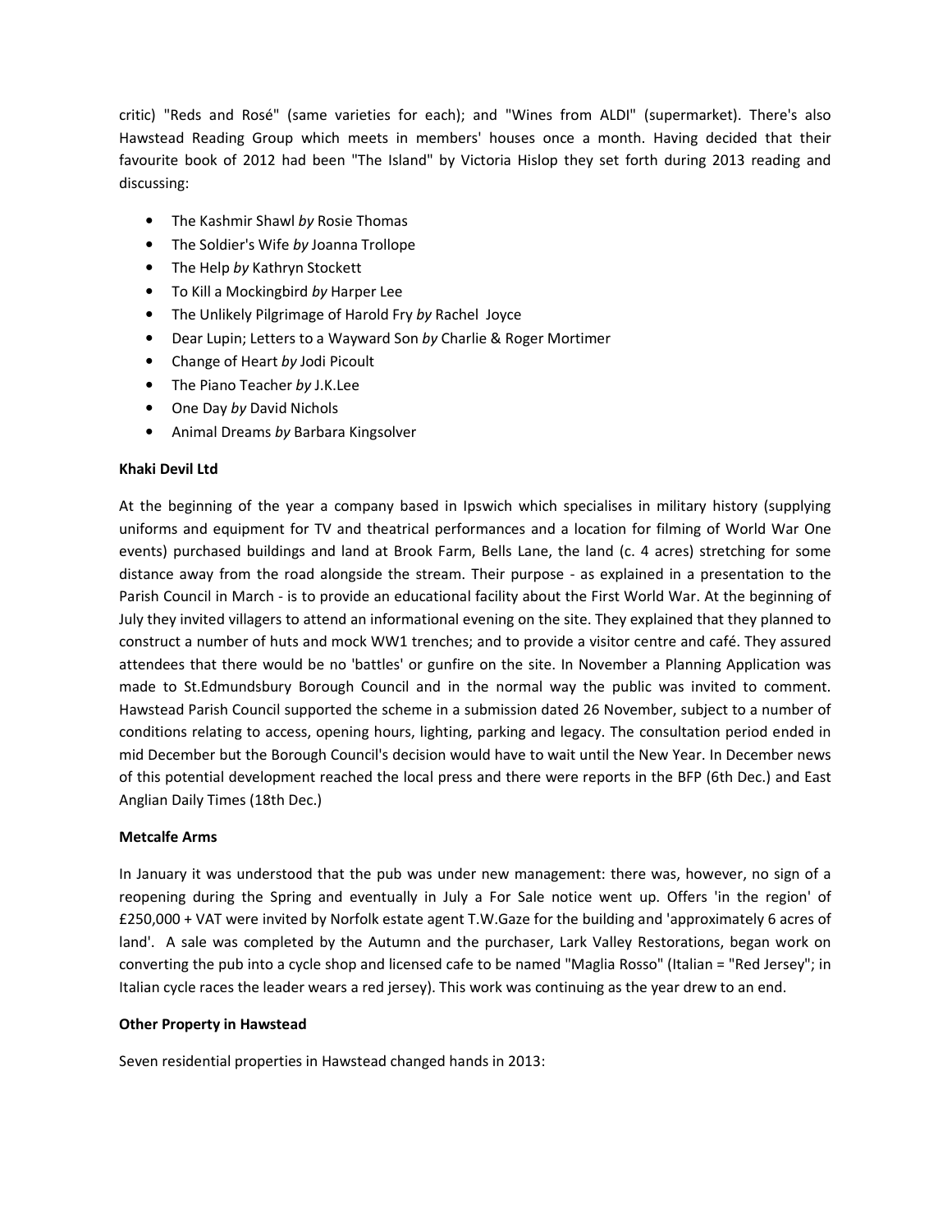critic) "Reds and Rosé" (same varieties for each); and "Wines from ALDI" (supermarket). There's also Hawstead Reading Group which meets in members' houses once a month. Having decided that their favourite book of 2012 had been "The Island" by Victoria Hislop they set forth during 2013 reading and discussing:

- The Kashmir Shawl *by* Rosie Thomas
- The Soldier's Wife *by* Joanna Trollope
- The Help *by* Kathryn Stockett
- To Kill a Mockingbird *by* Harper Lee
- The Unlikely Pilgrimage of Harold Fry *by* Rachel Joyce
- Dear Lupin; Letters to a Wayward Son *by* Charlie & Roger Mortimer
- Change of Heart *by* Jodi Picoult
- The Piano Teacher *by* J.K.Lee
- One Day *by* David Nichols
- Animal Dreams *by* Barbara Kingsolver

**Khaki Devil Ltd**

At the beginning of the year a company based in Ipswich which specialises in military history (supplying uniforms and equipment for TV and theatrical performances and a location for filming of World War One events) purchased buildings and land at Brook Farm, Bells Lane, the land (c. 4 acres) stretching for some distance away from the road alongside the stream. Their purpose - as explained in a presentation to the Parish Council in March - is to provide an educational facility about the First World War. At the beginning of July they invited villagers to attend an informational evening on the site. They explained that they planned to construct a number of huts and mock WW1 trenches; and to provide a visitor centre and café. They assured attendees that there would be no 'battles' or gunfire on the site. In November a Planning Application was made to St.Edmundsbury Borough Council and in the normal way the public was invited to comment. Hawstead Parish Council supported the scheme in a submission dated 26 November, subject to a number of conditions relating to access, opening hours, lighting, parking and legacy. The consultation period ended in mid December but the Borough Council's decision would have to wait until the New Year. In December news of this potential development reached the local press and there were reports in the BFP (6th Dec.) and East Anglian Daily Times (18th Dec.)

**Metcalfe Arms**

In January it was understood that the pub was under new management: there was, however, no sign of a reopening during the Spring and eventually in July a For Sale notice went up. Offers 'in the region' of £250,000 + VAT were invited by Norfolk estate agent T.W.Gaze for the building and 'approximately 6 acres of land'. A sale was completed by the Autumn and the purchaser, Lark Valley Restorations, began work on converting the pub into a cycle shop and licensed cafe to be named "Maglia Rosso" (Italian = "Red Jersey"; in Italian cycle races the leader wears a red jersey). This work was continuing as the year drew to an end.

**Other Property in Hawstead**

Seven residential properties in Hawstead changed hands in 2013: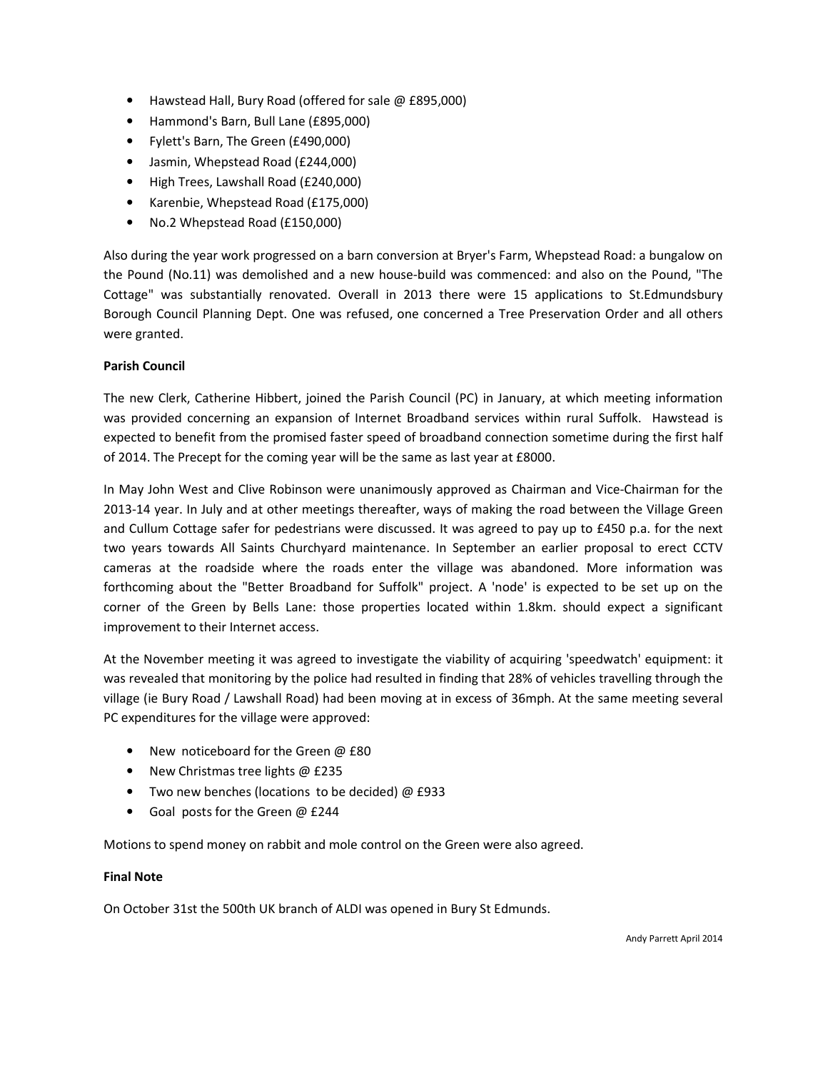- Hawstead Hall, Bury Road (offered for sale @ £895,000)
- Hammond's Barn, Bull Lane (£895,000)
- Fylett's Barn, The Green (£490,000)
- Jasmin, Whepstead Road (£244,000)
- High Trees, Lawshall Road (£240,000)
- Karenbie, Whepstead Road (£175,000)
- No.2 Whepstead Road (£150,000)

Also during the year work progressed on a barn conversion at Bryer's Farm, Whepstead Road: a bungalow on the Pound (No.11) was demolished and a new house-build was commenced: and also on the Pound, "The Cottage" was substantially renovated. Overall in 2013 there were 15 applications to St.Edmundsbury Borough Council Planning Dept. One was refused, one concerned a Tree Preservation Order and all others were granted.

**Parish Council**

The new Clerk, Catherine Hibbert, joined the Parish Council (PC) in January, at which meeting information was provided concerning an expansion of Internet Broadband services within rural Suffolk. Hawstead is expected to benefit from the promised faster speed of broadband connection sometime during the first half of 2014. The Precept for the coming year will be the same as last year at £8000.

In May John West and Clive Robinson were unanimously approved as Chairman and Vice-Chairman for the 2013-14 year. In July and at other meetings thereafter, ways of making the road between the Village Green and Cullum Cottage safer for pedestrians were discussed. It was agreed to pay up to £450 p.a. for the next two years towards All Saints Churchyard maintenance. In September an earlier proposal to erect CCTV cameras at the roadside where the roads enter the village was abandoned. More information was forthcoming about the "Better Broadband for Suffolk" project. A 'node' is expected to be set up on the corner of the Green by Bells Lane: those properties located within 1.8km. should expect a significant improvement to their Internet access.

At the November meeting it was agreed to investigate the viability of acquiring 'speedwatch' equipment: it was revealed that monitoring by the police had resulted in finding that 28% of vehicles travelling through the village (ie Bury Road / Lawshall Road) had been moving at in excess of 36mph. At the same meeting several PC expenditures for the village were approved:

- New noticeboard for the Green @ £80
- New Christmas tree lights @ £235
- Two new benches (locations to be decided) @ £933
- Goal posts for the Green @ £244

Motions to spend money on rabbit and mole control on the Green were also agreed.

**Final Note**

On October 31st the 500th UK branch of ALDI was opened in Bury St Edmunds.

Andy Parrett April 2014